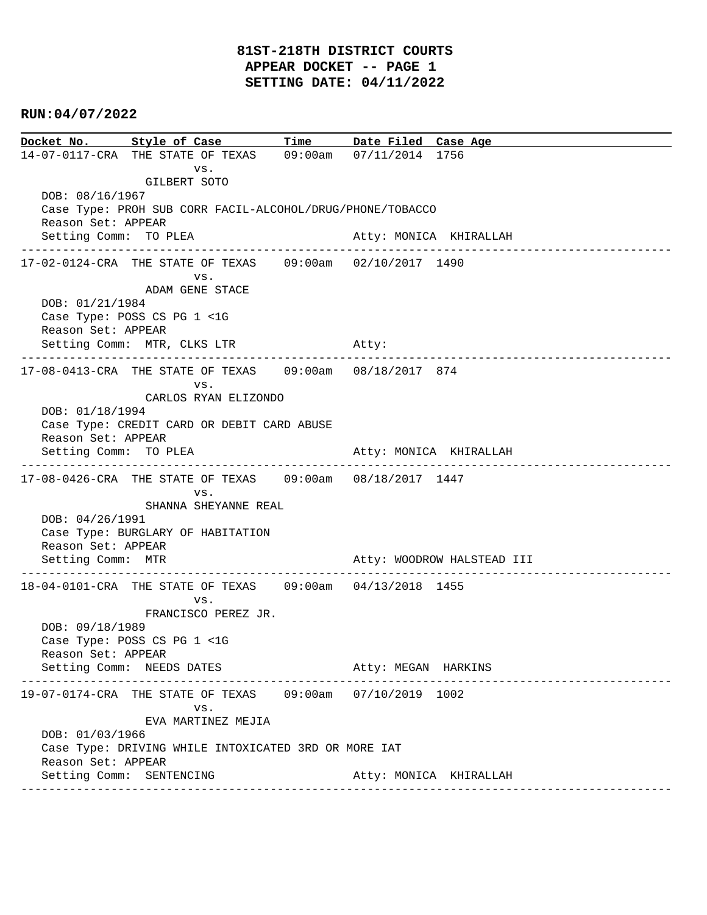# 81ST-218TH DISTRICT COURTS
## APPEAR DOCKET -- PAGE 1
## SETTING DATE: 04/11/2022

**RUN:04/07/2022**

| Docket No. | Style of Case | Time | Date Filed | Case Age |
|---|---|---|---|---|
| 14-07-0117-CRA | THE STATE OF TEXAS vs. GILBERT SOTO | 09:00am | 07/11/2014 | 1756 |

DOB: 08/16/1967
Case Type: PROH SUB CORR FACIL-ALCOHOL/DRUG/PHONE/TOBACCO
Reason Set: APPEAR
Setting Comm: TO PLEA
Atty: MONICA KHIRALLAH

---

| Docket No. | Style of Case | Time | Date Filed | Case Age |
|---|---|---|---|---|
| 17-02-0124-CRA | THE STATE OF TEXAS vs. ADAM GENE STACE | 09:00am | 02/10/2017 | 1490 |

DOB: 01/21/1984
Case Type: POSS CS PG 1 <1G
Reason Set: APPEAR
Setting Comm: MTR, CLKS LTR
Atty:

---

| Docket No. | Style of Case | Time | Date Filed | Case Age |
|---|---|---|---|---|
| 17-08-0413-CRA | THE STATE OF TEXAS vs. CARLOS RYAN ELIZONDO | 09:00am | 08/18/2017 | 874 |

DOB: 01/18/1994
Case Type: CREDIT CARD OR DEBIT CARD ABUSE
Reason Set: APPEAR
Setting Comm: TO PLEA
Atty: MONICA KHIRALLAH

---

| Docket No. | Style of Case | Time | Date Filed | Case Age |
|---|---|---|---|---|
| 17-08-0426-CRA | THE STATE OF TEXAS vs. SHANNA SHEYANNE REAL | 09:00am | 08/18/2017 | 1447 |

DOB: 04/26/1991
Case Type: BURGLARY OF HABITATION
Reason Set: APPEAR
Setting Comm: MTR
Atty: WOODROW HALSTEAD III

---

| Docket No. | Style of Case | Time | Date Filed | Case Age |
|---|---|---|---|---|
| 18-04-0101-CRA | THE STATE OF TEXAS vs. FRANCISCO PEREZ JR. | 09:00am | 04/13/2018 | 1455 |

DOB: 09/18/1989
Case Type: POSS CS PG 1 <1G
Reason Set: APPEAR
Setting Comm: NEEDS DATES
Atty: MEGAN HARKINS

---

| Docket No. | Style of Case | Time | Date Filed | Case Age |
|---|---|---|---|---|
| 19-07-0174-CRA | THE STATE OF TEXAS vs. EVA MARTINEZ MEJIA | 09:00am | 07/10/2019 | 1002 |

DOB: 01/03/1966
Case Type: DRIVING WHILE INTOXICATED 3RD OR MORE IAT
Reason Set: APPEAR
Setting Comm: SENTENCING
Atty: MONICA KHIRALLAH

---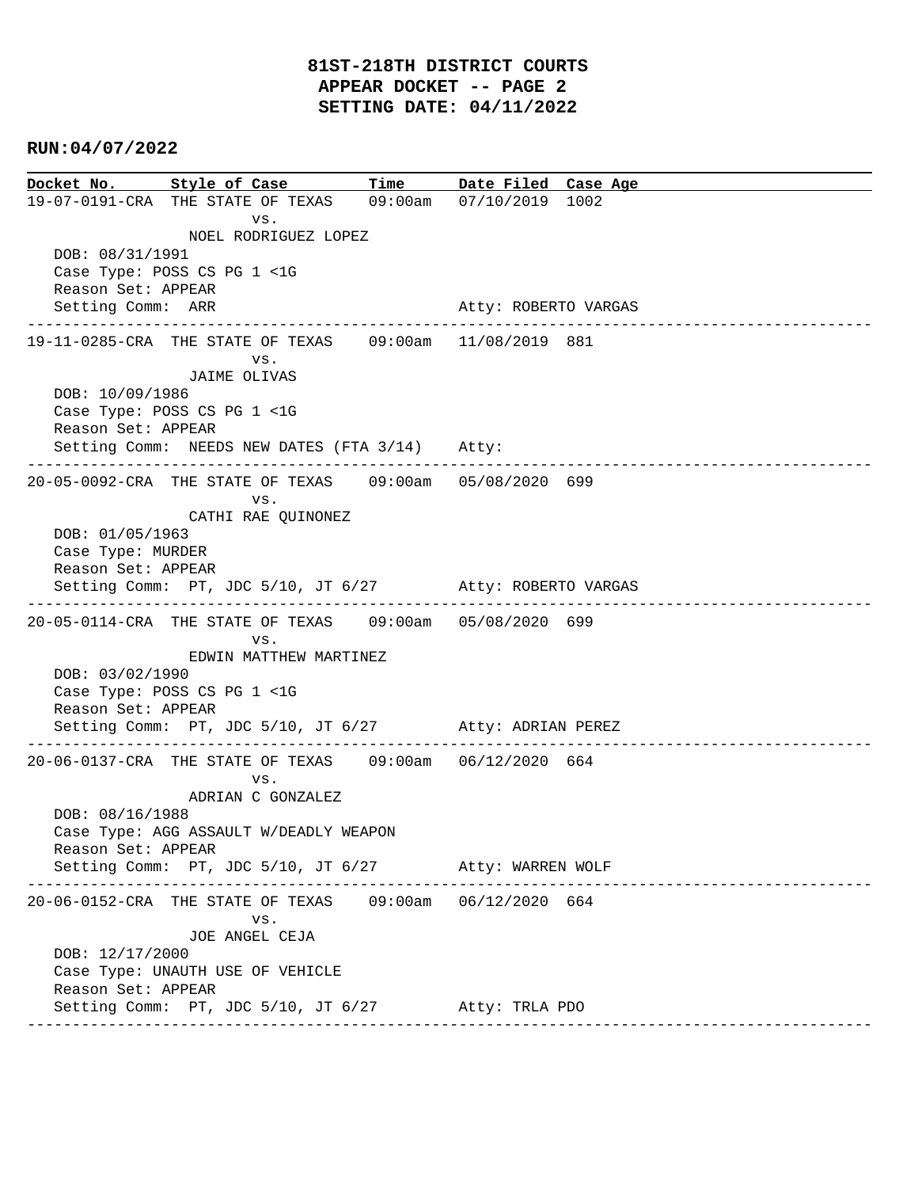# 81ST-218TH DISTRICT COURTS
## APPEAR DOCKET -- PAGE 2
## SETTING DATE: 04/11/2022

**RUN:04/07/2022**

| Docket No. | Style of Case | Time | Date Filed | Case Age |
|---|---|---|---|---|
| 19-07-0191-CRA | THE STATE OF TEXAS vs. NOEL RODRIGUEZ LOPEZ | 09:00am | 07/10/2019 | 1002 |

DOB: 08/31/1991
Case Type: POSS CS PG 1 <1G
Reason Set: APPEAR
Setting Comm: ARR
Atty: ROBERTO VARGAS

---

| Docket No. | Style of Case | Time | Date Filed | Case Age |
|---|---|---|---|---|
| 19-11-0285-CRA | THE STATE OF TEXAS vs. JAIME OLIVAS | 09:00am | 11/08/2019 | 881 |

DOB: 10/09/1986
Case Type: POSS CS PG 1 <1G
Reason Set: APPEAR
Setting Comm: NEEDS NEW DATES (FTA 3/14)
Atty:

---

| Docket No. | Style of Case | Time | Date Filed | Case Age |
|---|---|---|---|---|
| 20-05-0092-CRA | THE STATE OF TEXAS vs. CATHI RAE QUINONEZ | 09:00am | 05/08/2020 | 699 |

DOB: 01/05/1963
Case Type: MURDER
Reason Set: APPEAR
Setting Comm: PT, JDC 5/10, JT 6/27
Atty: ROBERTO VARGAS

---

| Docket No. | Style of Case | Time | Date Filed | Case Age |
|---|---|---|---|---|
| 20-05-0114-CRA | THE STATE OF TEXAS vs. EDWIN MATTHEW MARTINEZ | 09:00am | 05/08/2020 | 699 |

DOB: 03/02/1990
Case Type: POSS CS PG 1 <1G
Reason Set: APPEAR
Setting Comm: PT, JDC 5/10, JT 6/27
Atty: ADRIAN PEREZ

---

| Docket No. | Style of Case | Time | Date Filed | Case Age |
|---|---|---|---|---|
| 20-06-0137-CRA | THE STATE OF TEXAS vs. ADRIAN C GONZALEZ | 09:00am | 06/12/2020 | 664 |

DOB: 08/16/1988
Case Type: AGG ASSAULT W/DEADLY WEAPON
Reason Set: APPEAR
Setting Comm: PT, JDC 5/10, JT 6/27
Atty: WARREN WOLF

---

| Docket No. | Style of Case | Time | Date Filed | Case Age |
|---|---|---|---|---|
| 20-06-0152-CRA | THE STATE OF TEXAS vs. JOE ANGEL CEJA | 09:00am | 06/12/2020 | 664 |

DOB: 12/17/2000
Case Type: UNAUTH USE OF VEHICLE
Reason Set: APPEAR
Setting Comm: PT, JDC 5/10, JT 6/27
Atty: TRLA PDO

---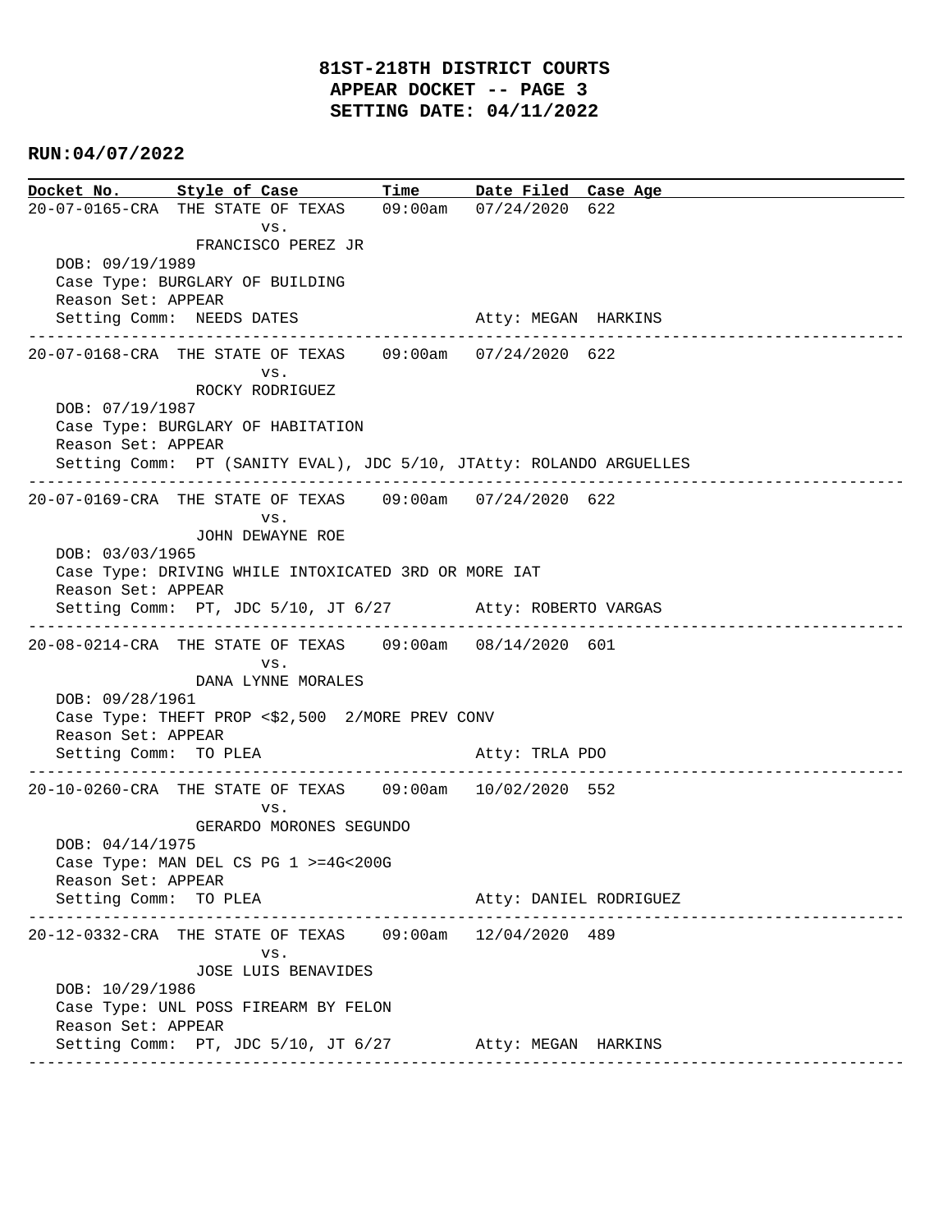# 81ST-218TH DISTRICT COURTS
## APPEAR DOCKET -- PAGE 3
## SETTING DATE: 04/11/2022

**RUN:04/07/2022**

| Docket No. | Style of Case | Time | Date Filed | Case Age |
|---|---|---|---|---|
| 20-07-0165-CRA | THE STATE OF TEXAS vs. FRANCISCO PEREZ JR | 09:00am | 07/24/2020 | 622 |

DOB: 09/19/1989
Case Type: BURGLARY OF BUILDING
Reason Set: APPEAR
Setting Comm: NEEDS DATES — Atty: MEGAN HARKINS

---

| Docket No. | Style of Case | Time | Date Filed | Case Age |
|---|---|---|---|---|
| 20-07-0168-CRA | THE STATE OF TEXAS vs. ROCKY RODRIGUEZ | 09:00am | 07/24/2020 | 622 |

DOB: 07/19/1987
Case Type: BURGLARY OF HABITATION
Reason Set: APPEAR
Setting Comm: PT (SANITY EVAL), JDC 5/10, JTAtty: ROLANDO ARGUELLES

---

| Docket No. | Style of Case | Time | Date Filed | Case Age |
|---|---|---|---|---|
| 20-07-0169-CRA | THE STATE OF TEXAS vs. JOHN DEWAYNE ROE | 09:00am | 07/24/2020 | 622 |

DOB: 03/03/1965
Case Type: DRIVING WHILE INTOXICATED 3RD OR MORE IAT
Reason Set: APPEAR
Setting Comm: PT, JDC 5/10, JT 6/27 — Atty: ROBERTO VARGAS

---

| Docket No. | Style of Case | Time | Date Filed | Case Age |
|---|---|---|---|---|
| 20-08-0214-CRA | THE STATE OF TEXAS vs. DANA LYNNE MORALES | 09:00am | 08/14/2020 | 601 |

DOB: 09/28/1961
Case Type: THEFT PROP <$2,500 2/MORE PREV CONV
Reason Set: APPEAR
Setting Comm: TO PLEA — Atty: TRLA PDO

---

| Docket No. | Style of Case | Time | Date Filed | Case Age |
|---|---|---|---|---|
| 20-10-0260-CRA | THE STATE OF TEXAS vs. GERARDO MORONES SEGUNDO | 09:00am | 10/02/2020 | 552 |

DOB: 04/14/1975
Case Type: MAN DEL CS PG 1 >=4G<200G
Reason Set: APPEAR
Setting Comm: TO PLEA — Atty: DANIEL RODRIGUEZ

---

| Docket No. | Style of Case | Time | Date Filed | Case Age |
|---|---|---|---|---|
| 20-12-0332-CRA | THE STATE OF TEXAS vs. JOSE LUIS BENAVIDES | 09:00am | 12/04/2020 | 489 |

DOB: 10/29/1986
Case Type: UNL POSS FIREARM BY FELON
Reason Set: APPEAR
Setting Comm: PT, JDC 5/10, JT 6/27 — Atty: MEGAN HARKINS

---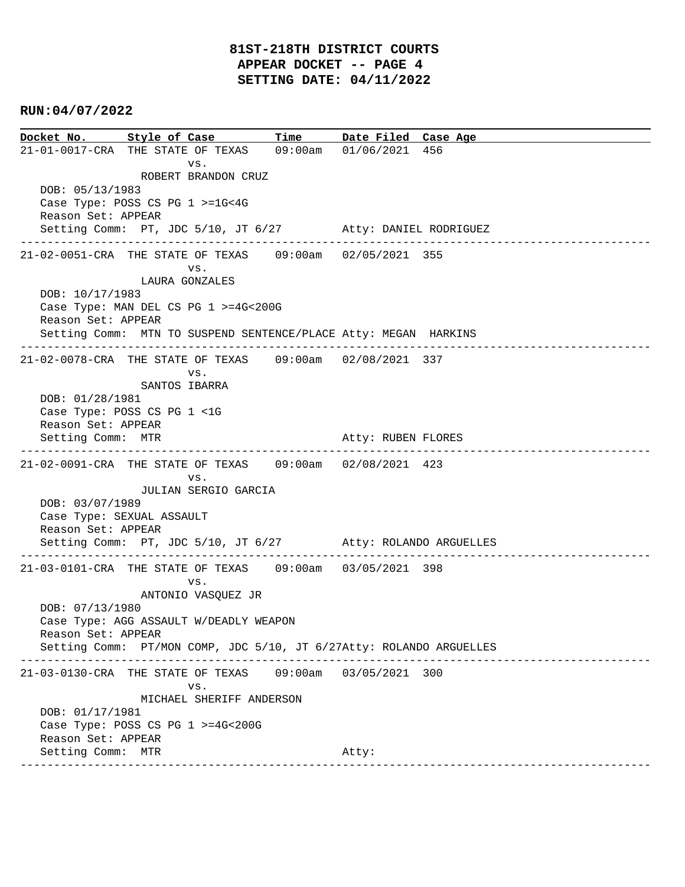# 81ST-218TH DISTRICT COURTS
## APPEAR DOCKET -- PAGE 4
## SETTING DATE: 04/11/2022

**RUN:04/07/2022**

| Docket No. | Style of Case | Time | Date Filed | Case Age |
|---|---|---|---|---|

**21-01-0017-CRA** THE STATE OF TEXAS vs. ROBERT BRANDON CRUZ — 09:00am — 01/06/2021 — 456

DOB: 05/13/1983
Case Type: POSS CS PG 1 >=1G<4G
Reason Set: APPEAR
Setting Comm: PT, JDC 5/10, JT 6/27 — Atty: DANIEL RODRIGUEZ

---

**21-02-0051-CRA** THE STATE OF TEXAS vs. LAURA GONZALES — 09:00am — 02/05/2021 — 355

DOB: 10/17/1983
Case Type: MAN DEL CS PG 1 >=4G<200G
Reason Set: APPEAR
Setting Comm: MTN TO SUSPEND SENTENCE/PLACE — Atty: MEGAN HARKINS

---

**21-02-0078-CRA** THE STATE OF TEXAS vs. SANTOS IBARRA — 09:00am — 02/08/2021 — 337

DOB: 01/28/1981
Case Type: POSS CS PG 1 <1G
Reason Set: APPEAR
Setting Comm: MTR — Atty: RUBEN FLORES

---

**21-02-0091-CRA** THE STATE OF TEXAS vs. JULIAN SERGIO GARCIA — 09:00am — 02/08/2021 — 423

DOB: 03/07/1989
Case Type: SEXUAL ASSAULT
Reason Set: APPEAR
Setting Comm: PT, JDC 5/10, JT 6/27 — Atty: ROLANDO ARGUELLES

---

**21-03-0101-CRA** THE STATE OF TEXAS vs. ANTONIO VASQUEZ JR — 09:00am — 03/05/2021 — 398

DOB: 07/13/1980
Case Type: AGG ASSAULT W/DEADLY WEAPON
Reason Set: APPEAR
Setting Comm: PT/MON COMP, JDC 5/10, JT 6/27 — Atty: ROLANDO ARGUELLES

---

**21-03-0130-CRA** THE STATE OF TEXAS vs. MICHAEL SHERIFF ANDERSON — 09:00am — 03/05/2021 — 300

DOB: 01/17/1981
Case Type: POSS CS PG 1 >=4G<200G
Reason Set: APPEAR
Setting Comm: MTR — Atty:

---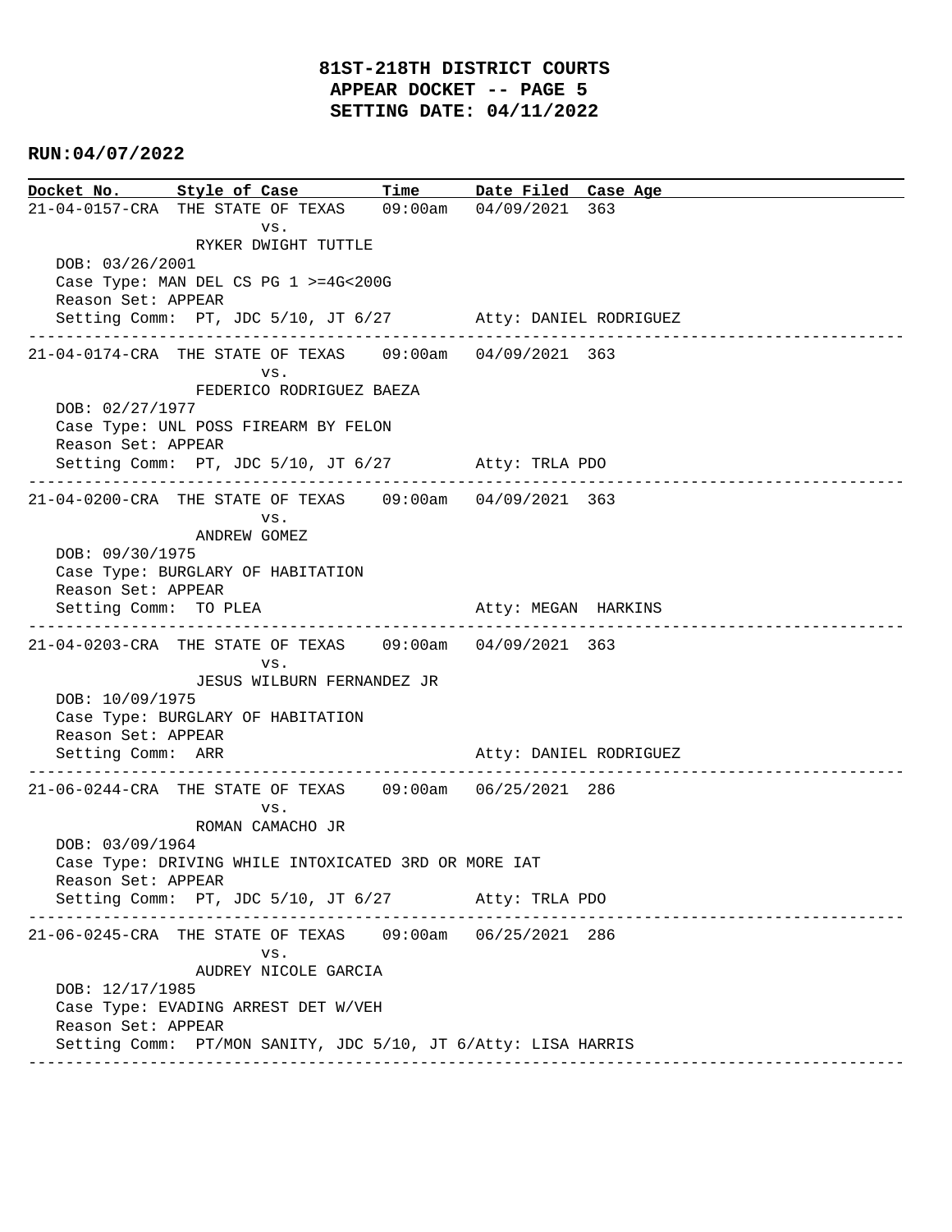# 81ST-218TH DISTRICT COURTS
## APPEAR DOCKET -- PAGE 5
## SETTING DATE: 04/11/2022

**RUN:04/07/2022**

| Docket No. | Style of Case | Time | Date Filed | Case Age |
|---|---|---|---|---|
| 21-04-0157-CRA | THE STATE OF TEXAS vs. RYKER DWIGHT TUTTLE | 09:00am | 04/09/2021 | 363 |

DOB: 03/26/2001
Case Type: MAN DEL CS PG 1 >=4G<200G
Reason Set: APPEAR
Setting Comm: PT, JDC 5/10, JT 6/27 Atty: DANIEL RODRIGUEZ

---

| Docket No. | Style of Case | Time | Date Filed | Case Age |
|---|---|---|---|---|
| 21-04-0174-CRA | THE STATE OF TEXAS vs. FEDERICO RODRIGUEZ BAEZA | 09:00am | 04/09/2021 | 363 |

DOB: 02/27/1977
Case Type: UNL POSS FIREARM BY FELON
Reason Set: APPEAR
Setting Comm: PT, JDC 5/10, JT 6/27 Atty: TRLA PDO

---

| Docket No. | Style of Case | Time | Date Filed | Case Age |
|---|---|---|---|---|
| 21-04-0200-CRA | THE STATE OF TEXAS vs. ANDREW GOMEZ | 09:00am | 04/09/2021 | 363 |

DOB: 09/30/1975
Case Type: BURGLARY OF HABITATION
Reason Set: APPEAR
Setting Comm: TO PLEA Atty: MEGAN HARKINS

---

| Docket No. | Style of Case | Time | Date Filed | Case Age |
|---|---|---|---|---|
| 21-04-0203-CRA | THE STATE OF TEXAS vs. JESUS WILBURN FERNANDEZ JR | 09:00am | 04/09/2021 | 363 |

DOB: 10/09/1975
Case Type: BURGLARY OF HABITATION
Reason Set: APPEAR
Setting Comm: ARR Atty: DANIEL RODRIGUEZ

---

| Docket No. | Style of Case | Time | Date Filed | Case Age |
|---|---|---|---|---|
| 21-06-0244-CRA | THE STATE OF TEXAS vs. ROMAN CAMACHO JR | 09:00am | 06/25/2021 | 286 |

DOB: 03/09/1964
Case Type: DRIVING WHILE INTOXICATED 3RD OR MORE IAT
Reason Set: APPEAR
Setting Comm: PT, JDC 5/10, JT 6/27 Atty: TRLA PDO

---

| Docket No. | Style of Case | Time | Date Filed | Case Age |
|---|---|---|---|---|
| 21-06-0245-CRA | THE STATE OF TEXAS vs. AUDREY NICOLE GARCIA | 09:00am | 06/25/2021 | 286 |

DOB: 12/17/1985
Case Type: EVADING ARREST DET W/VEH
Reason Set: APPEAR
Setting Comm: PT/MON SANITY, JDC 5/10, JT 6/Atty: LISA HARRIS

---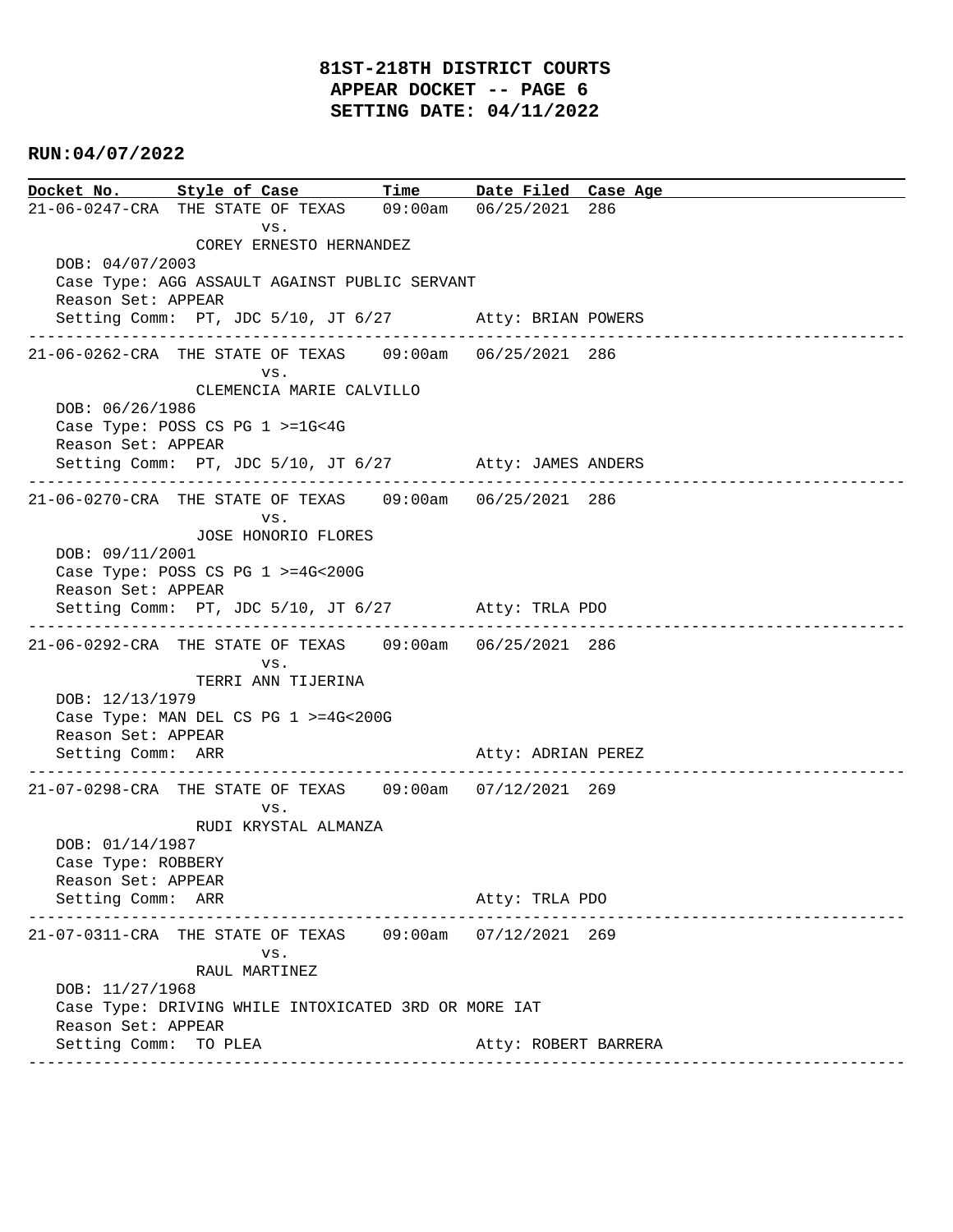# 81ST-218TH DISTRICT COURTS
## APPEAR DOCKET -- PAGE 6
## SETTING DATE: 04/11/2022

**RUN:04/07/2022**

| Docket No. | Style of Case | Time | Date Filed | Case Age |
|---|---|---|---|---|

---

**21-06-0247-CRA** THE STATE OF TEXAS vs. COREY ERNESTO HERNANDEZ — 09:00am — 06/25/2021 — 286

DOB: 04/07/2003
Case Type: AGG ASSAULT AGAINST PUBLIC SERVANT
Reason Set: APPEAR
Setting Comm: PT, JDC 5/10, JT 6/27 — Atty: BRIAN POWERS

---

**21-06-0262-CRA** THE STATE OF TEXAS vs. CLEMENCIA MARIE CALVILLO — 09:00am — 06/25/2021 — 286

DOB: 06/26/1986
Case Type: POSS CS PG 1 >=1G<4G
Reason Set: APPEAR
Setting Comm: PT, JDC 5/10, JT 6/27 — Atty: JAMES ANDERS

---

**21-06-0270-CRA** THE STATE OF TEXAS vs. JOSE HONORIO FLORES — 09:00am — 06/25/2021 — 286

DOB: 09/11/2001
Case Type: POSS CS PG 1 >=4G<200G
Reason Set: APPEAR
Setting Comm: PT, JDC 5/10, JT 6/27 — Atty: TRLA PDO

---

**21-06-0292-CRA** THE STATE OF TEXAS vs. TERRI ANN TIJERINA — 09:00am — 06/25/2021 — 286

DOB: 12/13/1979
Case Type: MAN DEL CS PG 1 >=4G<200G
Reason Set: APPEAR
Setting Comm: ARR — Atty: ADRIAN PEREZ

---

**21-07-0298-CRA** THE STATE OF TEXAS vs. RUDI KRYSTAL ALMANZA — 09:00am — 07/12/2021 — 269

DOB: 01/14/1987
Case Type: ROBBERY
Reason Set: APPEAR
Setting Comm: ARR — Atty: TRLA PDO

---

**21-07-0311-CRA** THE STATE OF TEXAS vs. RAUL MARTINEZ — 09:00am — 07/12/2021 — 269

DOB: 11/27/1968
Case Type: DRIVING WHILE INTOXICATED 3RD OR MORE IAT
Reason Set: APPEAR
Setting Comm: TO PLEA — Atty: ROBERT BARRERA

---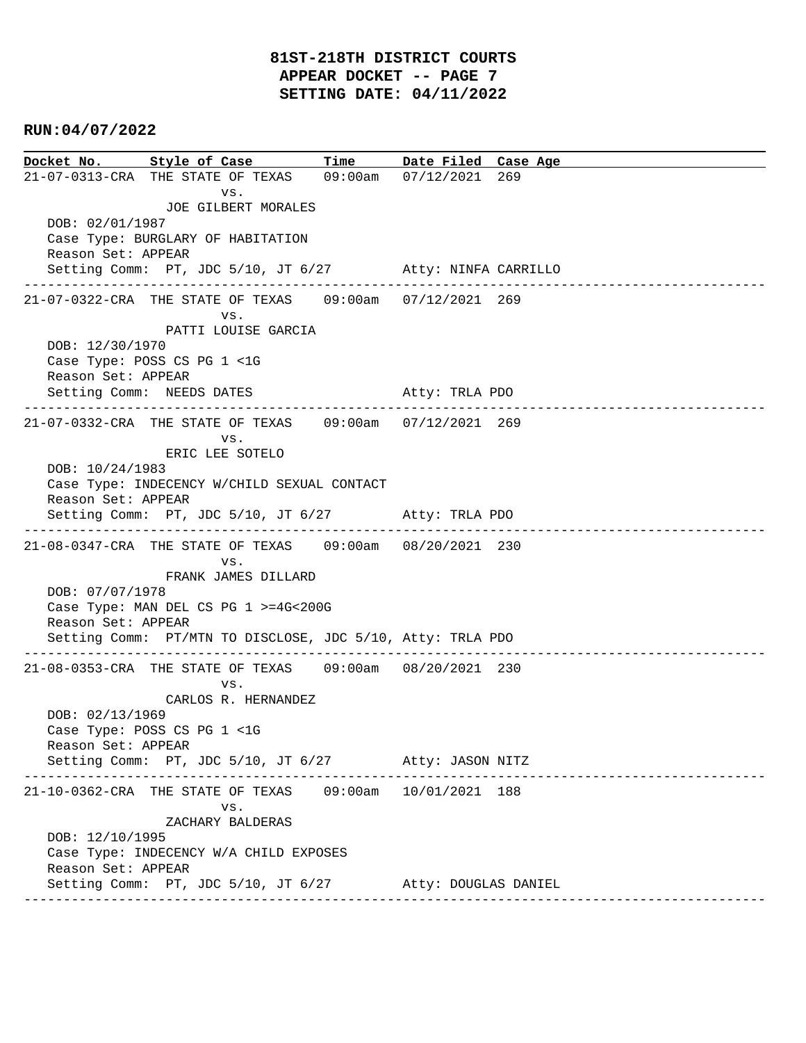**81ST-218TH DISTRICT COURTS**
**APPEAR DOCKET -- PAGE 7**
**SETTING DATE: 04/11/2022**

**RUN:04/07/2022**

| Docket No. | Style of Case | Time | Date Filed | Case Age |
|---|---|---|---|---|

21-07-0313-CRA THE STATE OF TEXAS 09:00am 07/12/2021 269
vs.
JOE GILBERT MORALES
DOB: 02/01/1987
Case Type: BURGLARY OF HABITATION
Reason Set: APPEAR
Setting Comm: PT, JDC 5/10, JT 6/27 Atty: NINFA CARRILLO

---

21-07-0322-CRA THE STATE OF TEXAS 09:00am 07/12/2021 269
vs.
PATTI LOUISE GARCIA
DOB: 12/30/1970
Case Type: POSS CS PG 1 <1G
Reason Set: APPEAR
Setting Comm: NEEDS DATES Atty: TRLA PDO

---

21-07-0332-CRA THE STATE OF TEXAS 09:00am 07/12/2021 269
vs.
ERIC LEE SOTELO
DOB: 10/24/1983
Case Type: INDECENCY W/CHILD SEXUAL CONTACT
Reason Set: APPEAR
Setting Comm: PT, JDC 5/10, JT 6/27 Atty: TRLA PDO

---

21-08-0347-CRA THE STATE OF TEXAS 09:00am 08/20/2021 230
vs.
FRANK JAMES DILLARD
DOB: 07/07/1978
Case Type: MAN DEL CS PG 1 >=4G<200G
Reason Set: APPEAR
Setting Comm: PT/MTN TO DISCLOSE, JDC 5/10, Atty: TRLA PDO

---

21-08-0353-CRA THE STATE OF TEXAS 09:00am 08/20/2021 230
vs.
CARLOS R. HERNANDEZ
DOB: 02/13/1969
Case Type: POSS CS PG 1 <1G
Reason Set: APPEAR
Setting Comm: PT, JDC 5/10, JT 6/27 Atty: JASON NITZ

---

21-10-0362-CRA THE STATE OF TEXAS 09:00am 10/01/2021 188
vs.
ZACHARY BALDERAS
DOB: 12/10/1995
Case Type: INDECENCY W/A CHILD EXPOSES
Reason Set: APPEAR
Setting Comm: PT, JDC 5/10, JT 6/27 Atty: DOUGLAS DANIEL

---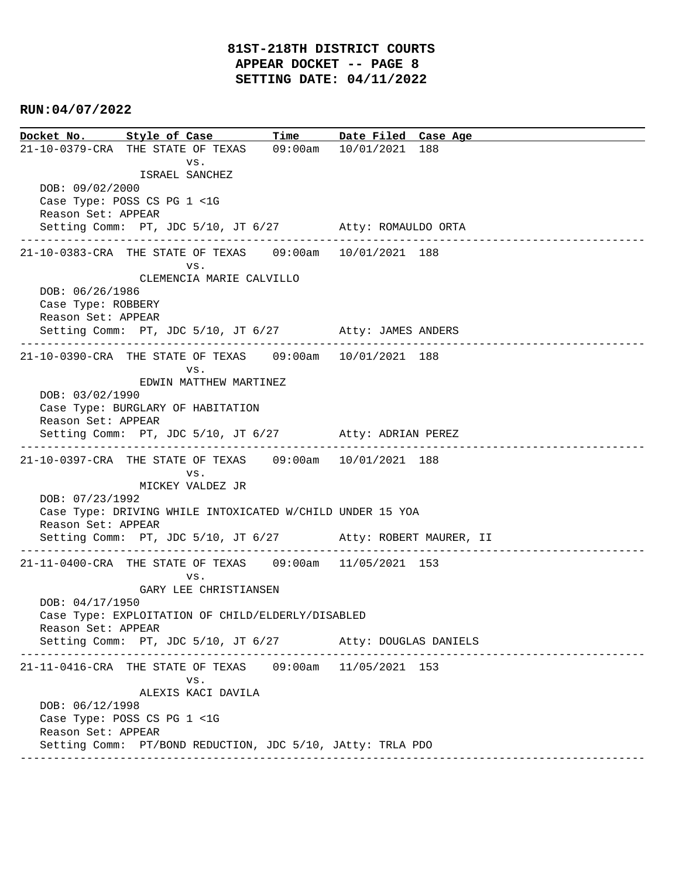# 81ST-218TH DISTRICT COURTS
## APPEAR DOCKET -- PAGE 8
## SETTING DATE: 04/11/2022

**RUN:04/07/2022**

| Docket No. | Style of Case | Time | Date Filed | Case Age |
|---|---|---|---|---|

21-10-0379-CRA THE STATE OF TEXAS 09:00am 10/01/2021 188
vs.
ISRAEL SANCHEZ
DOB: 09/02/2000
Case Type: POSS CS PG 1 <1G
Reason Set: APPEAR
Setting Comm: PT, JDC 5/10, JT 6/27 Atty: ROMAULDO ORTA

---

21-10-0383-CRA THE STATE OF TEXAS 09:00am 10/01/2021 188
vs.
CLEMENCIA MARIE CALVILLO
DOB: 06/26/1986
Case Type: ROBBERY
Reason Set: APPEAR
Setting Comm: PT, JDC 5/10, JT 6/27 Atty: JAMES ANDERS

---

21-10-0390-CRA THE STATE OF TEXAS 09:00am 10/01/2021 188
vs.
EDWIN MATTHEW MARTINEZ
DOB: 03/02/1990
Case Type: BURGLARY OF HABITATION
Reason Set: APPEAR
Setting Comm: PT, JDC 5/10, JT 6/27 Atty: ADRIAN PEREZ

---

21-10-0397-CRA THE STATE OF TEXAS 09:00am 10/01/2021 188
vs.
MICKEY VALDEZ JR
DOB: 07/23/1992
Case Type: DRIVING WHILE INTOXICATED W/CHILD UNDER 15 YOA
Reason Set: APPEAR
Setting Comm: PT, JDC 5/10, JT 6/27 Atty: ROBERT MAURER, II

---

21-11-0400-CRA THE STATE OF TEXAS 09:00am 11/05/2021 153
vs.
GARY LEE CHRISTIANSEN
DOB: 04/17/1950
Case Type: EXPLOITATION OF CHILD/ELDERLY/DISABLED
Reason Set: APPEAR
Setting Comm: PT, JDC 5/10, JT 6/27 Atty: DOUGLAS DANIELS

---

21-11-0416-CRA THE STATE OF TEXAS 09:00am 11/05/2021 153
vs.
ALEXIS KACI DAVILA
DOB: 06/12/1998
Case Type: POSS CS PG 1 <1G
Reason Set: APPEAR
Setting Comm: PT/BOND REDUCTION, JDC 5/10, JAtty: TRLA PDO

---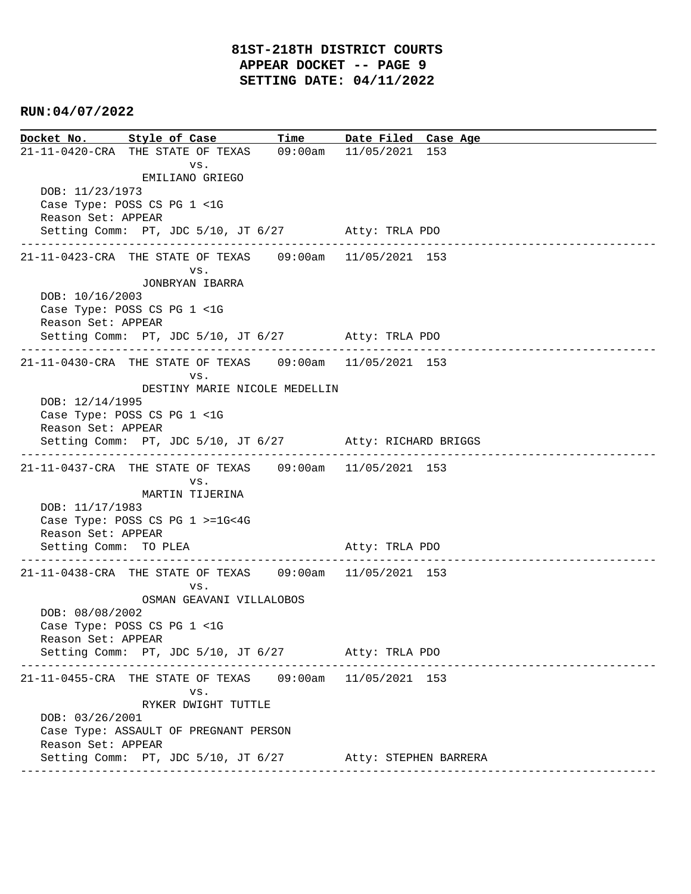# 81ST-218TH DISTRICT COURTS
## APPEAR DOCKET -- PAGE 9
## SETTING DATE: 04/11/2022

**RUN:04/07/2022**

| Docket No. | Style of Case | Time | Date Filed | Case Age |
|---|---|---|---|---|
| 21-11-0420-CRA | THE STATE OF TEXAS vs. EMILIANO GRIEGO | 09:00am | 11/05/2021 | 153 |

DOB: 11/23/1973
Case Type: POSS CS PG 1 <1G
Reason Set: APPEAR
Setting Comm: PT, JDC 5/10, JT 6/27 Atty: TRLA PDO

---

| Docket No. | Style of Case | Time | Date Filed | Case Age |
|---|---|---|---|---|
| 21-11-0423-CRA | THE STATE OF TEXAS vs. JONBRYAN IBARRA | 09:00am | 11/05/2021 | 153 |

DOB: 10/16/2003
Case Type: POSS CS PG 1 <1G
Reason Set: APPEAR
Setting Comm: PT, JDC 5/10, JT 6/27 Atty: TRLA PDO

---

| Docket No. | Style of Case | Time | Date Filed | Case Age |
|---|---|---|---|---|
| 21-11-0430-CRA | THE STATE OF TEXAS vs. DESTINY MARIE NICOLE MEDELLIN | 09:00am | 11/05/2021 | 153 |

DOB: 12/14/1995
Case Type: POSS CS PG 1 <1G
Reason Set: APPEAR
Setting Comm: PT, JDC 5/10, JT 6/27 Atty: RICHARD BRIGGS

---

| Docket No. | Style of Case | Time | Date Filed | Case Age |
|---|---|---|---|---|
| 21-11-0437-CRA | THE STATE OF TEXAS vs. MARTIN TIJERINA | 09:00am | 11/05/2021 | 153 |

DOB: 11/17/1983
Case Type: POSS CS PG 1 >=1G<4G
Reason Set: APPEAR
Setting Comm: TO PLEA Atty: TRLA PDO

---

| Docket No. | Style of Case | Time | Date Filed | Case Age |
|---|---|---|---|---|
| 21-11-0438-CRA | THE STATE OF TEXAS vs. OSMAN GEAVANI VILLALOBOS | 09:00am | 11/05/2021 | 153 |

DOB: 08/08/2002
Case Type: POSS CS PG 1 <1G
Reason Set: APPEAR
Setting Comm: PT, JDC 5/10, JT 6/27 Atty: TRLA PDO

---

| Docket No. | Style of Case | Time | Date Filed | Case Age |
|---|---|---|---|---|
| 21-11-0455-CRA | THE STATE OF TEXAS vs. RYKER DWIGHT TUTTLE | 09:00am | 11/05/2021 | 153 |

DOB: 03/26/2001
Case Type: ASSAULT OF PREGNANT PERSON
Reason Set: APPEAR
Setting Comm: PT, JDC 5/10, JT 6/27 Atty: STEPHEN BARRERA

---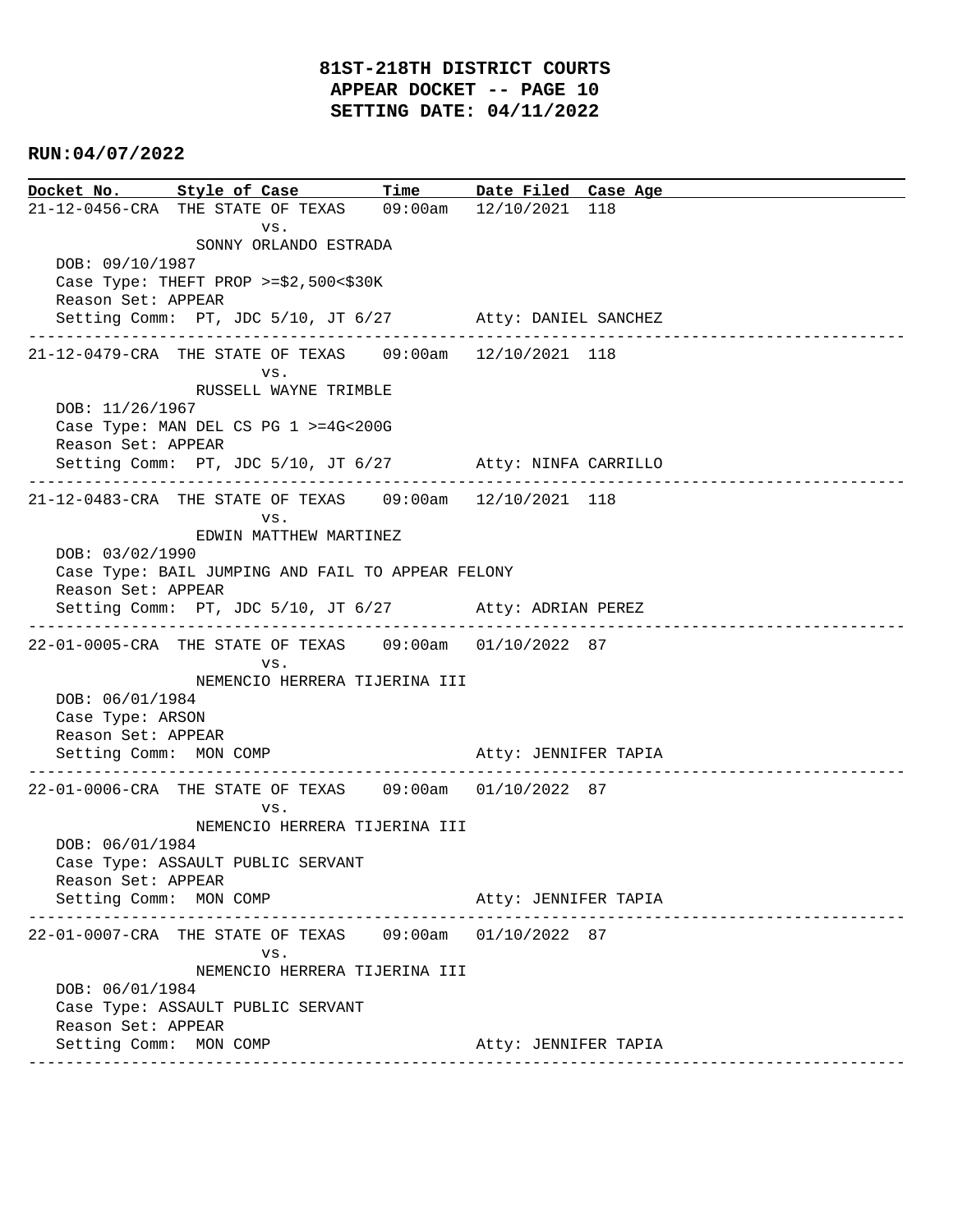# 81ST-218TH DISTRICT COURTS
# APPEAR DOCKET -- PAGE 10
# SETTING DATE: 04/11/2022

**RUN:04/07/2022**

```
Docket No.      Style of Case         Time       Date Filed  Case Age
21-12-0456-CRA  THE STATE OF TEXAS    09:00am    12/10/2021  118
                        vs.
                SONNY ORLANDO ESTRADA
   DOB: 09/10/1987
   Case Type: THEFT PROP >=$2,500<$30K
   Reason Set: APPEAR
   Setting Comm:  PT, JDC 5/10, JT 6/27         Atty: DANIEL SANCHEZ
------------------------------------------------------------------------------------------------
21-12-0479-CRA  THE STATE OF TEXAS    09:00am    12/10/2021  118
                        vs.
                RUSSELL WAYNE TRIMBLE
   DOB: 11/26/1967
   Case Type: MAN DEL CS PG 1 >=4G<200G
   Reason Set: APPEAR
   Setting Comm:  PT, JDC 5/10, JT 6/27         Atty: NINFA CARRILLO
------------------------------------------------------------------------------------------------
21-12-0483-CRA  THE STATE OF TEXAS    09:00am    12/10/2021  118
                        vs.
                EDWIN MATTHEW MARTINEZ
   DOB: 03/02/1990
   Case Type: BAIL JUMPING AND FAIL TO APPEAR FELONY
   Reason Set: APPEAR
   Setting Comm:  PT, JDC 5/10, JT 6/27         Atty: ADRIAN PEREZ
------------------------------------------------------------------------------------------------
22-01-0005-CRA  THE STATE OF TEXAS    09:00am    01/10/2022  87
                        vs.
                NEMENCIO HERRERA TIJERINA III
   DOB: 06/01/1984
   Case Type: ARSON
   Reason Set: APPEAR
   Setting Comm:  MON COMP                      Atty: JENNIFER TAPIA
------------------------------------------------------------------------------------------------
22-01-0006-CRA  THE STATE OF TEXAS    09:00am    01/10/2022  87
                        vs.
                NEMENCIO HERRERA TIJERINA III
   DOB: 06/01/1984
   Case Type: ASSAULT PUBLIC SERVANT
   Reason Set: APPEAR
   Setting Comm:  MON COMP                      Atty: JENNIFER TAPIA
------------------------------------------------------------------------------------------------
22-01-0007-CRA  THE STATE OF TEXAS    09:00am    01/10/2022  87
                        vs.
                NEMENCIO HERRERA TIJERINA III
   DOB: 06/01/1984
   Case Type: ASSAULT PUBLIC SERVANT
   Reason Set: APPEAR
   Setting Comm:  MON COMP                      Atty: JENNIFER TAPIA
------------------------------------------------------------------------------------------------
```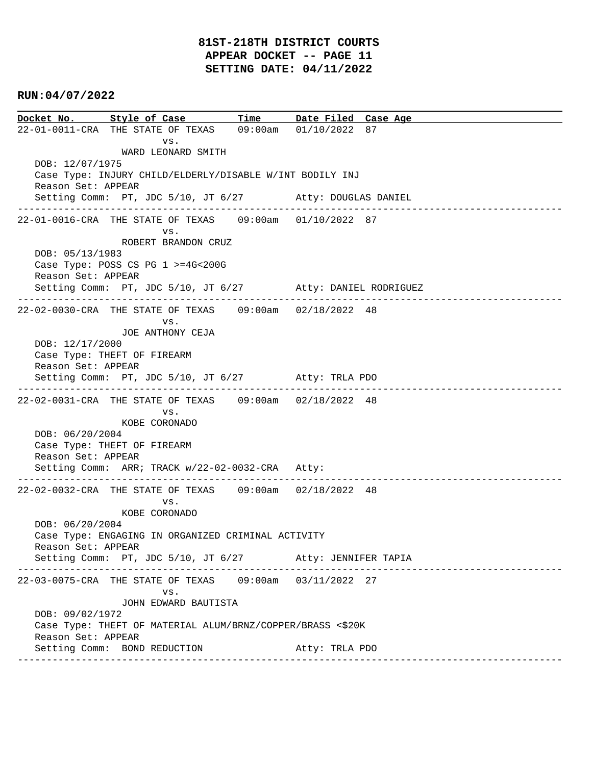**81ST-218TH DISTRICT COURTS**
**APPEAR DOCKET -- PAGE 11**
**SETTING DATE: 04/11/2022**

**RUN:04/07/2022**

| Docket No. | Style of Case | Time | Date Filed | Case Age |
|---|---|---|---|---|

22-01-0011-CRA THE STATE OF TEXAS 09:00am 01/10/2022 87
vs.
WARD LEONARD SMITH
DOB: 12/07/1975
Case Type: INJURY CHILD/ELDERLY/DISABLE W/INT BODILY INJ
Reason Set: APPEAR
Setting Comm: PT, JDC 5/10, JT 6/27 Atty: DOUGLAS DANIEL

---

22-01-0016-CRA THE STATE OF TEXAS 09:00am 01/10/2022 87
vs.
ROBERT BRANDON CRUZ
DOB: 05/13/1983
Case Type: POSS CS PG 1 >=4G<200G
Reason Set: APPEAR
Setting Comm: PT, JDC 5/10, JT 6/27 Atty: DANIEL RODRIGUEZ

---

22-02-0030-CRA THE STATE OF TEXAS 09:00am 02/18/2022 48
vs.
JOE ANTHONY CEJA
DOB: 12/17/2000
Case Type: THEFT OF FIREARM
Reason Set: APPEAR
Setting Comm: PT, JDC 5/10, JT 6/27 Atty: TRLA PDO

---

22-02-0031-CRA THE STATE OF TEXAS 09:00am 02/18/2022 48
vs.
KOBE CORONADO
DOB: 06/20/2004
Case Type: THEFT OF FIREARM
Reason Set: APPEAR
Setting Comm: ARR; TRACK w/22-02-0032-CRA Atty:

---

22-02-0032-CRA THE STATE OF TEXAS 09:00am 02/18/2022 48
vs.
KOBE CORONADO
DOB: 06/20/2004
Case Type: ENGAGING IN ORGANIZED CRIMINAL ACTIVITY
Reason Set: APPEAR
Setting Comm: PT, JDC 5/10, JT 6/27 Atty: JENNIFER TAPIA

---

22-03-0075-CRA THE STATE OF TEXAS 09:00am 03/11/2022 27
vs.
JOHN EDWARD BAUTISTA
DOB: 09/02/1972
Case Type: THEFT OF MATERIAL ALUM/BRNZ/COPPER/BRASS <$20K
Reason Set: APPEAR
Setting Comm: BOND REDUCTION Atty: TRLA PDO

---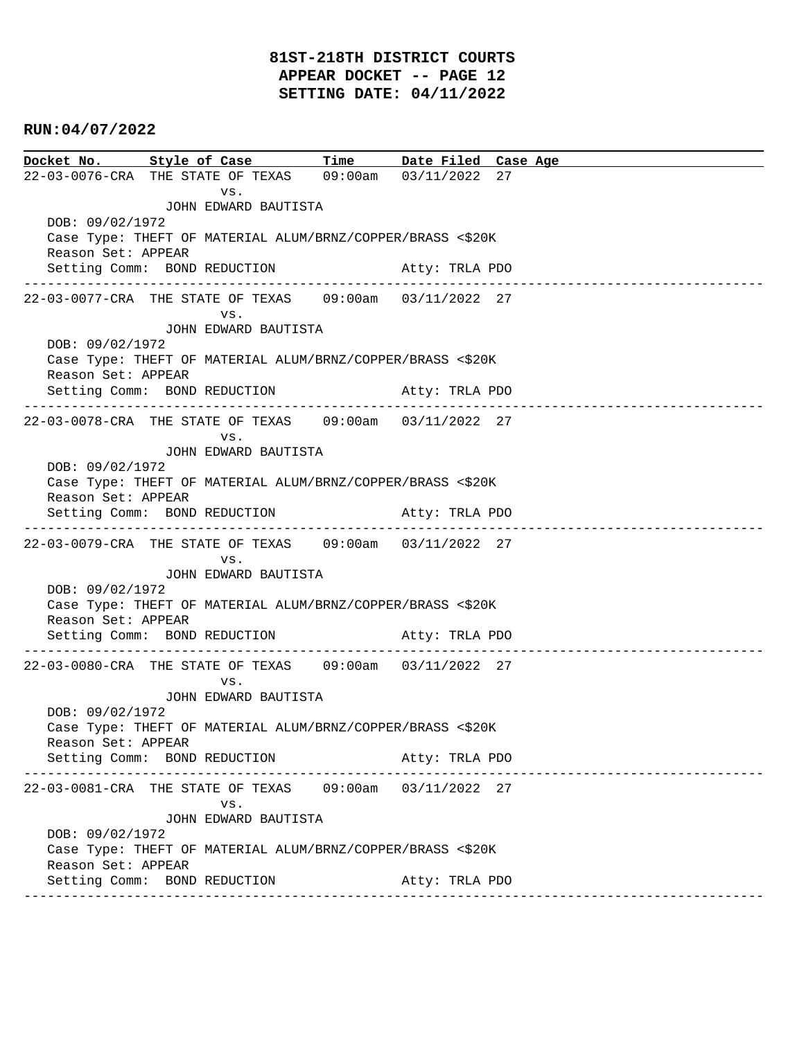# 81ST-218TH DISTRICT COURTS
## APPEAR DOCKET -- PAGE 12
## SETTING DATE: 04/11/2022

**RUN:04/07/2022**

| Docket No. | Style of Case | Time | Date Filed | Case Age |
|---|---|---|---|---|
| 22-03-0076-CRA | THE STATE OF TEXAS vs. JOHN EDWARD BAUTISTA | 09:00am | 03/11/2022 | 27 |

DOB: 09/02/1972
Case Type: THEFT OF MATERIAL ALUM/BRNZ/COPPER/BRASS <$20K
Reason Set: APPEAR
Setting Comm: BOND REDUCTION  Atty: TRLA PDO

---

| Docket No. | Style of Case | Time | Date Filed | Case Age |
|---|---|---|---|---|
| 22-03-0077-CRA | THE STATE OF TEXAS vs. JOHN EDWARD BAUTISTA | 09:00am | 03/11/2022 | 27 |

DOB: 09/02/1972
Case Type: THEFT OF MATERIAL ALUM/BRNZ/COPPER/BRASS <$20K
Reason Set: APPEAR
Setting Comm: BOND REDUCTION  Atty: TRLA PDO

---

| Docket No. | Style of Case | Time | Date Filed | Case Age |
|---|---|---|---|---|
| 22-03-0078-CRA | THE STATE OF TEXAS vs. JOHN EDWARD BAUTISTA | 09:00am | 03/11/2022 | 27 |

DOB: 09/02/1972
Case Type: THEFT OF MATERIAL ALUM/BRNZ/COPPER/BRASS <$20K
Reason Set: APPEAR
Setting Comm: BOND REDUCTION  Atty: TRLA PDO

---

| Docket No. | Style of Case | Time | Date Filed | Case Age |
|---|---|---|---|---|
| 22-03-0079-CRA | THE STATE OF TEXAS vs. JOHN EDWARD BAUTISTA | 09:00am | 03/11/2022 | 27 |

DOB: 09/02/1972
Case Type: THEFT OF MATERIAL ALUM/BRNZ/COPPER/BRASS <$20K
Reason Set: APPEAR
Setting Comm: BOND REDUCTION  Atty: TRLA PDO

---

| Docket No. | Style of Case | Time | Date Filed | Case Age |
|---|---|---|---|---|
| 22-03-0080-CRA | THE STATE OF TEXAS vs. JOHN EDWARD BAUTISTA | 09:00am | 03/11/2022 | 27 |

DOB: 09/02/1972
Case Type: THEFT OF MATERIAL ALUM/BRNZ/COPPER/BRASS <$20K
Reason Set: APPEAR
Setting Comm: BOND REDUCTION  Atty: TRLA PDO

---

| Docket No. | Style of Case | Time | Date Filed | Case Age |
|---|---|---|---|---|
| 22-03-0081-CRA | THE STATE OF TEXAS vs. JOHN EDWARD BAUTISTA | 09:00am | 03/11/2022 | 27 |

DOB: 09/02/1972
Case Type: THEFT OF MATERIAL ALUM/BRNZ/COPPER/BRASS <$20K
Reason Set: APPEAR
Setting Comm: BOND REDUCTION  Atty: TRLA PDO

---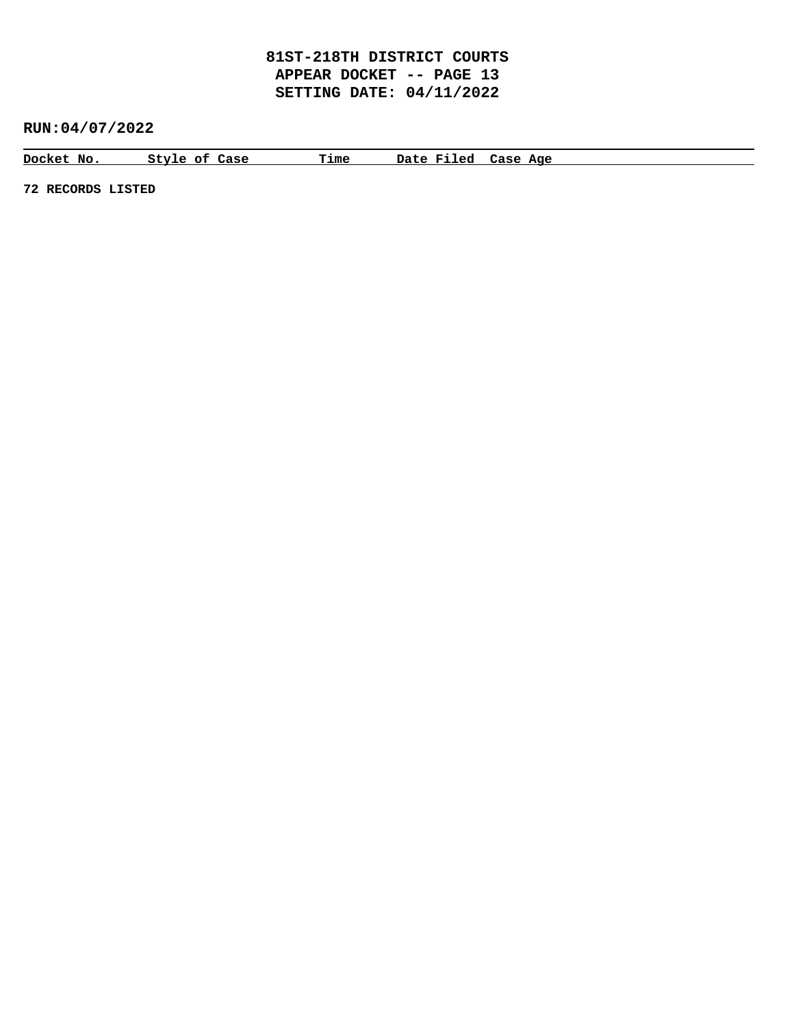# 81ST-218TH DISTRICT COURTS
## APPEAR DOCKET -- PAGE 13
## SETTING DATE: 04/11/2022

**RUN:04/07/2022**

| Docket No. | Style of Case | Time | Date Filed | Case Age |
|---|---|---|---|---|

**72 RECORDS LISTED**